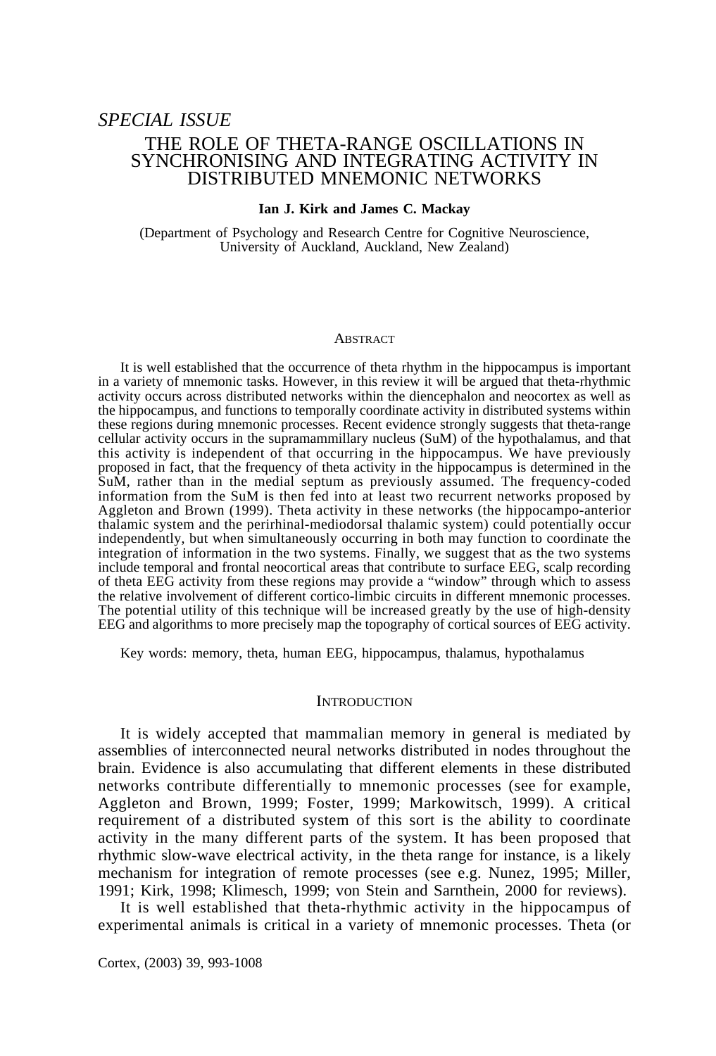*SPECIAL ISSUE*

# THE ROLE OF THETA-RANGE OSCILLATIONS IN SYNCHRONISING AND INTEGRATING ACTIVITY IN DISTRIBUTED MNEMONIC NETWORKS

**Ian J. Kirk and James C. Mackay**

(Department of Psychology and Research Centre for Cognitive Neuroscience, University of Auckland, Auckland, New Zealand)

## ABSTRACT

It is well established that the occurrence of theta rhythm in the hippocampus is important in a variety of mnemonic tasks. However, in this review it will be argued that theta-rhythmic activity occurs across distributed networks within the diencephalon and neocortex as well as the hippocampus, and functions to temporally coordinate activity in distributed systems within these regions during mnemonic processes. Recent evidence strongly suggests that theta-range cellular activity occurs in the supramammillary nucleus (SuM) of the hypothalamus, and that this activity is independent of that occurring in the hippocampus. We have previously proposed in fact, that the frequency of theta activity in the hippocampus is determined in the SuM, rather than in the medial septum as previously assumed. The frequency-coded information from the SuM is then fed into at least two recurrent networks proposed by Aggleton and Brown (1999). Theta activity in these networks (the hippocampo-anterior thalamic system and the perirhinal-mediodorsal thalamic system) could potentially occur independently, but when simultaneously occurring in both may function to coordinate the integration of information in the two systems. Finally, we suggest that as the two systems include temporal and frontal neocortical areas that contribute to surface EEG, scalp recording of theta EEG activity from these regions may provide a "window" through which to assess the relative involvement of different cortico-limbic circuits in different mnemonic processes. The potential utility of this technique will be increased greatly by the use of high-density EEG and algorithms to more precisely map the topography of cortical sources of EEG activity.

Key words: memory, theta, human EEG, hippocampus, thalamus, hypothalamus

## INTRODUCTION

It is widely accepted that mammalian memory in general is mediated by assemblies of interconnected neural networks distributed in nodes throughout the brain. Evidence is also accumulating that different elements in these distributed networks contribute differentially to mnemonic processes (see for example, Aggleton and Brown, 1999; Foster, 1999; Markowitsch, 1999). A critical requirement of a distributed system of this sort is the ability to coordinate activity in the many different parts of the system. It has been proposed that rhythmic slow-wave electrical activity, in the theta range for instance, is a likely mechanism for integration of remote processes (see e.g. Nunez, 1995; Miller, 1991; Kirk, 1998; Klimesch, 1999; von Stein and Sarnthein, 2000 for reviews).

It is well established that theta-rhythmic activity in the hippocampus of experimental animals is critical in a variety of mnemonic processes. Theta (or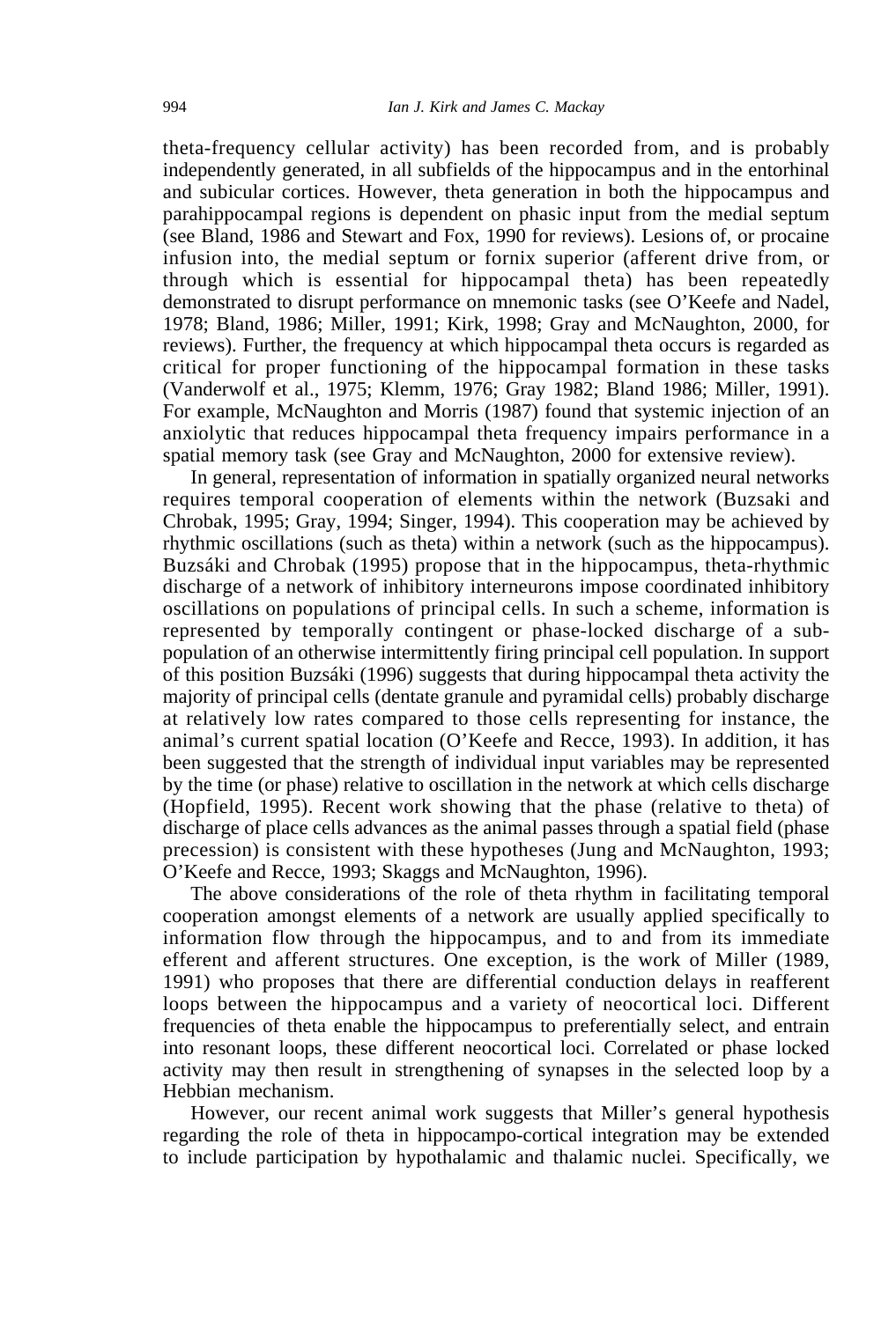theta-frequency cellular activity) has been recorded from, and is probably independently generated, in all subfields of the hippocampus and in the entorhinal and subicular cortices. However, theta generation in both the hippocampus and parahippocampal regions is dependent on phasic input from the medial septum (see Bland, 1986 and Stewart and Fox, 1990 for reviews). Lesions of, or procaine infusion into, the medial septum or fornix superior (afferent drive from, or through which is essential for hippocampal theta) has been repeatedly demonstrated to disrupt performance on mnemonic tasks (see O'Keefe and Nadel, 1978; Bland, 1986; Miller, 1991; Kirk, 1998; Gray and McNaughton, 2000, for reviews). Further, the frequency at which hippocampal theta occurs is regarded as critical for proper functioning of the hippocampal formation in these tasks (Vanderwolf et al., 1975; Klemm, 1976; Gray 1982; Bland 1986; Miller, 1991). For example, McNaughton and Morris (1987) found that systemic injection of an anxiolytic that reduces hippocampal theta frequency impairs performance in a spatial memory task (see Gray and McNaughton, 2000 for extensive review).

In general, representation of information in spatially organized neural networks requires temporal cooperation of elements within the network (Buzsaki and Chrobak, 1995; Gray, 1994; Singer, 1994). This cooperation may be achieved by rhythmic oscillations (such as theta) within a network (such as the hippocampus). Buzsáki and Chrobak (1995) propose that in the hippocampus, theta-rhythmic discharge of a network of inhibitory interneurons impose coordinated inhibitory oscillations on populations of principal cells. In such a scheme, information is represented by temporally contingent or phase-locked discharge of a sub-population of an otherwise intermittently firing principal cell population. In support of this position Buzsáki (1996) suggests that during hippocampal theta activity the majority of principal cells (dentate granule and pyramidal cells) probably discharge at relatively low rates compared to those cells representing for instance, the animal's current spatial location (O'Keefe and Recce, 1993). In addition, it has been suggested that the strength of individual input variables may be represented by the time (or phase) relative to oscillation in the network at which cells discharge (Hopfield, 1995). Recent work showing that the phase (relative to theta) of discharge of place cells advances as the animal passes through a spatial field (phase precession) is consistent with these hypotheses (Jung and McNaughton, 1993; O'Keefe and Recce, 1993; Skaggs and McNaughton, 1996).

The above considerations of the role of theta rhythm in facilitating temporal cooperation amongst elements of a network are usually applied specifically to information flow through the hippocampus, and to and from its immediate efferent and afferent structures. One exception, is the work of Miller (1989, 1991) who proposes that there are differential conduction delays in reafferent loops between the hippocampus and a variety of neocortical loci. Different frequencies of theta enable the hippocampus to preferentially select, and entrain into resonant loops, these different neocortical loci. Correlated or phase locked activity may then result in strengthening of synapses in the selected loop by a Hebbian mechanism.

However, our recent animal work suggests that Miller's general hypothesis regarding the role of theta in hippocampo-cortical integration may be extended to include participation by hypothalamic and thalamic nuclei. Specifically, we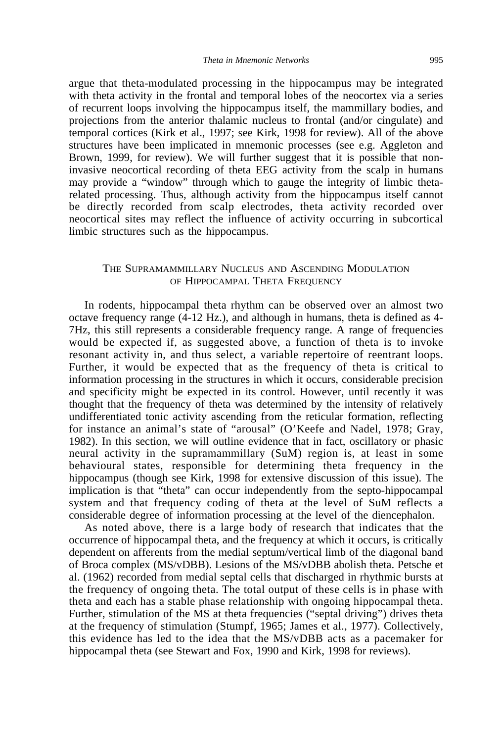argue that theta-modulated processing in the hippocampus may be integrated with theta activity in the frontal and temporal lobes of the neocortex via a series of recurrent loops involving the hippocampus itself, the mammillary bodies, and projections from the anterior thalamic nucleus to frontal (and/or cingulate) and temporal cortices (Kirk et al., 1997; see Kirk, 1998 for review). All of the above structures have been implicated in mnemonic processes (see e.g. Aggleton and Brown, 1999, for review). We will further suggest that it is possible that non-invasive neocortical recording of theta EEG activity from the scalp in humans may provide a "window" through which to gauge the integrity of limbic theta-related processing. Thus, although activity from the hippocampus itself cannot be directly recorded from scalp electrodes, theta activity recorded over neocortical sites may reflect the influence of activity occurring in subcortical limbic structures such as the hippocampus.

## The Supramammillary Nucleus and Ascending Modulation of Hippocampal Theta Frequency

In rodents, hippocampal theta rhythm can be observed over an almost two octave frequency range (4-12 Hz.), and although in humans, theta is defined as 4-7Hz, this still represents a considerable frequency range. A range of frequencies would be expected if, as suggested above, a function of theta is to invoke resonant activity in, and thus select, a variable repertoire of reentrant loops. Further, it would be expected that as the frequency of theta is critical to information processing in the structures in which it occurs, considerable precision and specificity might be expected in its control. However, until recently it was thought that the frequency of theta was determined by the intensity of relatively undifferentiated tonic activity ascending from the reticular formation, reflecting for instance an animal's state of "arousal" (O'Keefe and Nadel, 1978; Gray, 1982). In this section, we will outline evidence that in fact, oscillatory or phasic neural activity in the supramammillary (SuM) region is, at least in some behavioural states, responsible for determining theta frequency in the hippocampus (though see Kirk, 1998 for extensive discussion of this issue). The implication is that "theta" can occur independently from the septo-hippocampal system and that frequency coding of theta at the level of SuM reflects a considerable degree of information processing at the level of the diencephalon.

As noted above, there is a large body of research that indicates that the occurrence of hippocampal theta, and the frequency at which it occurs, is critically dependent on afferents from the medial septum/vertical limb of the diagonal band of Broca complex (MS/vDBB). Lesions of the MS/vDBB abolish theta. Petsche et al. (1962) recorded from medial septal cells that discharged in rhythmic bursts at the frequency of ongoing theta. The total output of these cells is in phase with theta and each has a stable phase relationship with ongoing hippocampal theta. Further, stimulation of the MS at theta frequencies ("septal driving") drives theta at the frequency of stimulation (Stumpf, 1965; James et al., 1977). Collectively, this evidence has led to the idea that the MS/vDBB acts as a pacemaker for hippocampal theta (see Stewart and Fox, 1990 and Kirk, 1998 for reviews).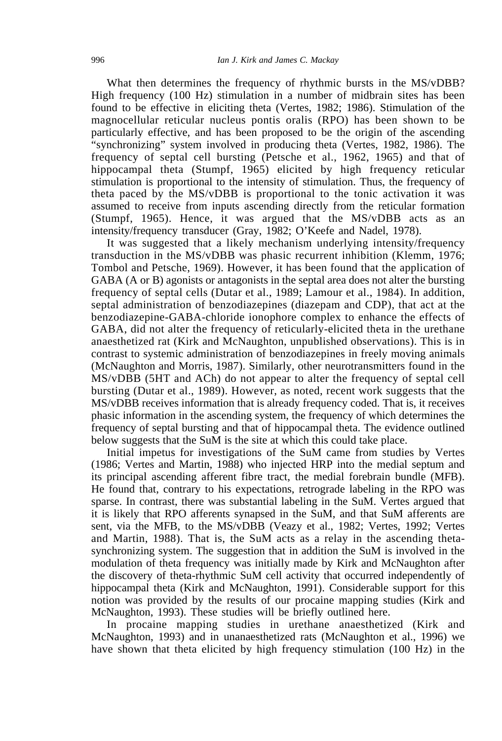What then determines the frequency of rhythmic bursts in the MS/vDBB? High frequency (100 Hz) stimulation in a number of midbrain sites has been found to be effective in eliciting theta (Vertes, 1982; 1986). Stimulation of the magnocellular reticular nucleus pontis oralis (RPO) has been shown to be particularly effective, and has been proposed to be the origin of the ascending "synchronizing" system involved in producing theta (Vertes, 1982, 1986). The frequency of septal cell bursting (Petsche et al., 1962, 1965) and that of hippocampal theta (Stumpf, 1965) elicited by high frequency reticular stimulation is proportional to the intensity of stimulation. Thus, the frequency of theta paced by the MS/vDBB is proportional to the tonic activation it was assumed to receive from inputs ascending directly from the reticular formation (Stumpf, 1965). Hence, it was argued that the MS/vDBB acts as an intensity/frequency transducer (Gray, 1982; O'Keefe and Nadel, 1978).

It was suggested that a likely mechanism underlying intensity/frequency transduction in the MS/vDBB was phasic recurrent inhibition (Klemm, 1976; Tombol and Petsche, 1969). However, it has been found that the application of GABA (A or B) agonists or antagonists in the septal area does not alter the bursting frequency of septal cells (Dutar et al., 1989; Lamour et al., 1984). In addition, septal administration of benzodiazepines (diazepam and CDP), that act at the benzodiazepine-GABA-chloride ionophore complex to enhance the effects of GABA, did not alter the frequency of reticularly-elicited theta in the urethane anaesthetized rat (Kirk and McNaughton, unpublished observations). This is in contrast to systemic administration of benzodiazepines in freely moving animals (McNaughton and Morris, 1987). Similarly, other neurotransmitters found in the MS/vDBB (5HT and ACh) do not appear to alter the frequency of septal cell bursting (Dutar et al., 1989). However, as noted, recent work suggests that the MS/vDBB receives information that is already frequency coded. That is, it receives phasic information in the ascending system, the frequency of which determines the frequency of septal bursting and that of hippocampal theta. The evidence outlined below suggests that the SuM is the site at which this could take place.

Initial impetus for investigations of the SuM came from studies by Vertes (1986; Vertes and Martin, 1988) who injected HRP into the medial septum and its principal ascending afferent fibre tract, the medial forebrain bundle (MFB). He found that, contrary to his expectations, retrograde labeling in the RPO was sparse. In contrast, there was substantial labeling in the SuM. Vertes argued that it is likely that RPO afferents synapsed in the SuM, and that SuM afferents are sent, via the MFB, to the MS/vDBB (Veazy et al., 1982; Vertes, 1992; Vertes and Martin, 1988). That is, the SuM acts as a relay in the ascending theta-synchronizing system. The suggestion that in addition the SuM is involved in the modulation of theta frequency was initially made by Kirk and McNaughton after the discovery of theta-rhythmic SuM cell activity that occurred independently of hippocampal theta (Kirk and McNaughton, 1991). Considerable support for this notion was provided by the results of our procaine mapping studies (Kirk and McNaughton, 1993). These studies will be briefly outlined here.

In procaine mapping studies in urethane anaesthetized (Kirk and McNaughton, 1993) and in unanaesthetized rats (McNaughton et al., 1996) we have shown that theta elicited by high frequency stimulation (100 Hz) in the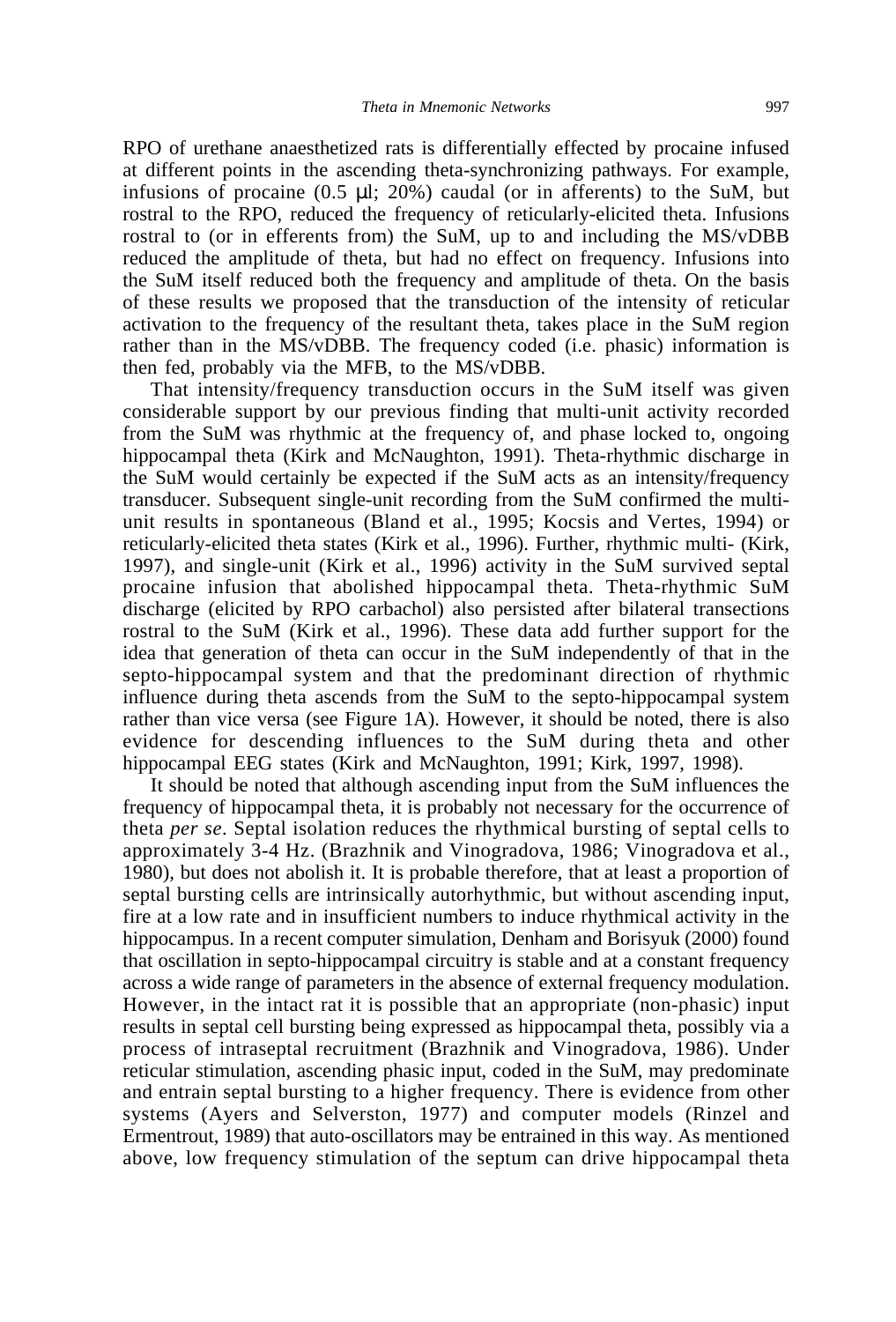RPO of urethane anaesthetized rats is differentially effected by procaine infused at different points in the ascending theta-synchronizing pathways. For example, infusions of procaine (0.5 μl; 20%) caudal (or in afferents) to the SuM, but rostral to the RPO, reduced the frequency of reticularly-elicited theta. Infusions rostral to (or in efferents from) the SuM, up to and including the MS/vDBB reduced the amplitude of theta, but had no effect on frequency. Infusions into the SuM itself reduced both the frequency and amplitude of theta. On the basis of these results we proposed that the transduction of the intensity of reticular activation to the frequency of the resultant theta, takes place in the SuM region rather than in the MS/vDBB. The frequency coded (i.e. phasic) information is then fed, probably via the MFB, to the MS/vDBB.

That intensity/frequency transduction occurs in the SuM itself was given considerable support by our previous finding that multi-unit activity recorded from the SuM was rhythmic at the frequency of, and phase locked to, ongoing hippocampal theta (Kirk and McNaughton, 1991). Theta-rhythmic discharge in the SuM would certainly be expected if the SuM acts as an intensity/frequency transducer. Subsequent single-unit recording from the SuM confirmed the multi-unit results in spontaneous (Bland et al., 1995; Kocsis and Vertes, 1994) or reticularly-elicited theta states (Kirk et al., 1996). Further, rhythmic multi- (Kirk, 1997), and single-unit (Kirk et al., 1996) activity in the SuM survived septal procaine infusion that abolished hippocampal theta. Theta-rhythmic SuM discharge (elicited by RPO carbachol) also persisted after bilateral transections rostral to the SuM (Kirk et al., 1996). These data add further support for the idea that generation of theta can occur in the SuM independently of that in the septo-hippocampal system and that the predominant direction of rhythmic influence during theta ascends from the SuM to the septo-hippocampal system rather than vice versa (see Figure 1A). However, it should be noted, there is also evidence for descending influences to the SuM during theta and other hippocampal EEG states (Kirk and McNaughton, 1991; Kirk, 1997, 1998).

It should be noted that although ascending input from the SuM influences the frequency of hippocampal theta, it is probably not necessary for the occurrence of theta *per se*. Septal isolation reduces the rhythmical bursting of septal cells to approximately 3-4 Hz. (Brazhnik and Vinogradova, 1986; Vinogradova et al., 1980), but does not abolish it. It is probable therefore, that at least a proportion of septal bursting cells are intrinsically autorhythmic, but without ascending input, fire at a low rate and in insufficient numbers to induce rhythmical activity in the hippocampus. In a recent computer simulation, Denham and Borisyuk (2000) found that oscillation in septo-hippocampal circuitry is stable and at a constant frequency across a wide range of parameters in the absence of external frequency modulation. However, in the intact rat it is possible that an appropriate (non-phasic) input results in septal cell bursting being expressed as hippocampal theta, possibly via a process of intraseptal recruitment (Brazhnik and Vinogradova, 1986). Under reticular stimulation, ascending phasic input, coded in the SuM, may predominate and entrain septal bursting to a higher frequency. There is evidence from other systems (Ayers and Selverston, 1977) and computer models (Rinzel and Ermentrout, 1989) that auto-oscillators may be entrained in this way. As mentioned above, low frequency stimulation of the septum can drive hippocampal theta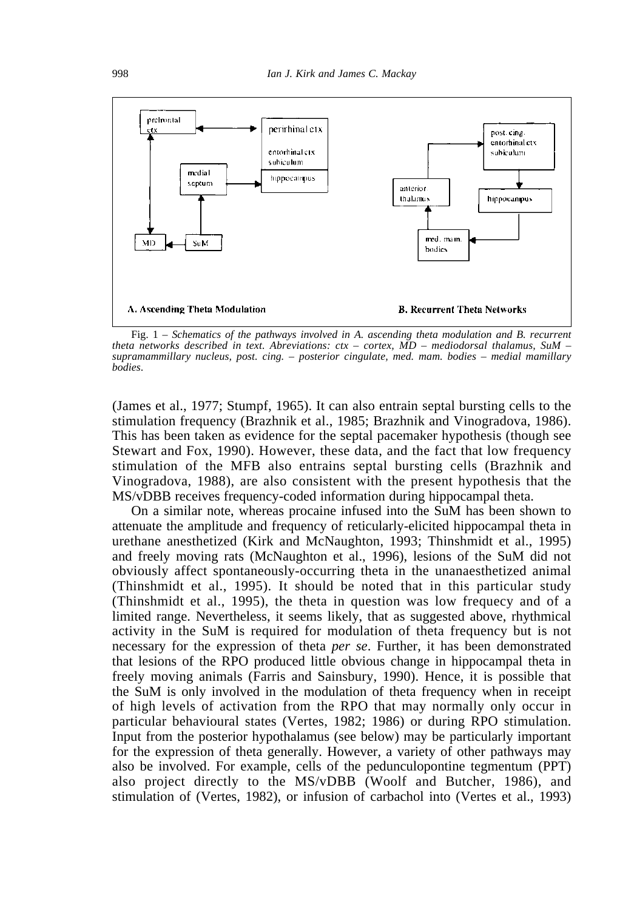Fig. 1 – *Schematics of the pathways involved in A. ascending theta modulation and B. recurrent theta networks described in text. Abreviations: ctx – cortex, MD – mediodorsal thalamus, SuM – supramammillary nucleus, post. cing. – posterior cingulate, med. mam. bodies – medial mamillary bodies.*

(James et al., 1977; Stumpf, 1965). It can also entrain septal bursting cells to the stimulation frequency (Brazhnik et al., 1985; Brazhnik and Vinogradova, 1986). This has been taken as evidence for the septal pacemaker hypothesis (though see Stewart and Fox, 1990). However, these data, and the fact that low frequency stimulation of the MFB also entrains septal bursting cells (Brazhnik and Vinogradova, 1988), are also consistent with the present hypothesis that the MS/vDBB receives frequency-coded information during hippocampal theta.

On a similar note, whereas procaine infused into the SuM has been shown to attenuate the amplitude and frequency of reticularly-elicited hippocampal theta in urethane anesthetized (Kirk and McNaughton, 1993; Thinshmidt et al., 1995) and freely moving rats (McNaughton et al., 1996), lesions of the SuM did not obviously affect spontaneously-occurring theta in the unanaesthetized animal (Thinshmidt et al., 1995). It should be noted that in this particular study (Thinshmidt et al., 1995), the theta in question was low frequecy and of a limited range. Nevertheless, it seems likely, that as suggested above, rhythmical activity in the SuM is required for modulation of theta frequency but is not necessary for the expression of theta *per se*. Further, it has been demonstrated that lesions of the RPO produced little obvious change in hippocampal theta in freely moving animals (Farris and Sainsbury, 1990). Hence, it is possible that the SuM is only involved in the modulation of theta frequency when in receipt of high levels of activation from the RPO that may normally only occur in particular behavioural states (Vertes, 1982; 1986) or during RPO stimulation. Input from the posterior hypothalamus (see below) may be particularly important for the expression of theta generally. However, a variety of other pathways may also be involved. For example, cells of the pedunculopontine tegmentum (PPT) also project directly to the MS/vDBB (Woolf and Butcher, 1986), and stimulation of (Vertes, 1982), or infusion of carbachol into (Vertes et al., 1993)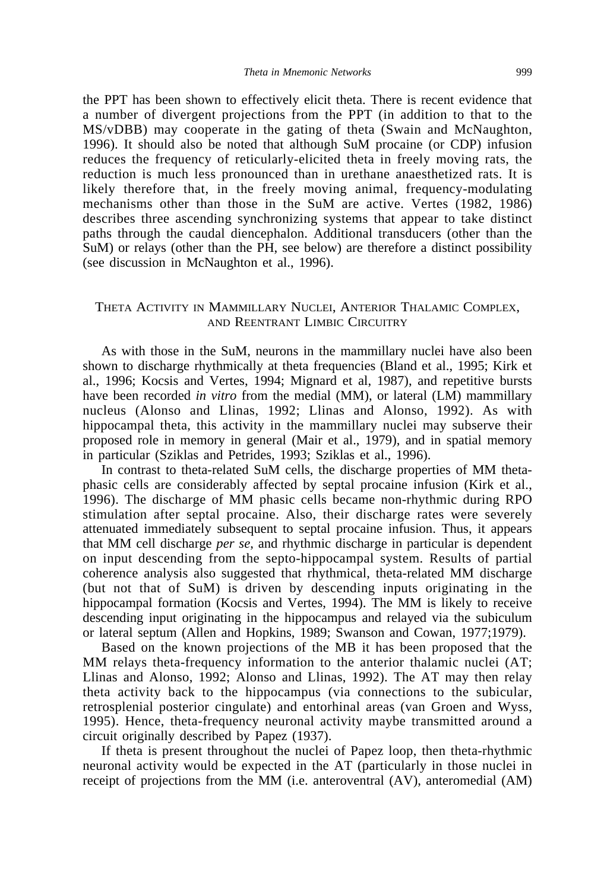the PPT has been shown to effectively elicit theta. There is recent evidence that a number of divergent projections from the PPT (in addition to that to the MS/vDBB) may cooperate in the gating of theta (Swain and McNaughton, 1996). It should also be noted that although SuM procaine (or CDP) infusion reduces the frequency of reticularly-elicited theta in freely moving rats, the reduction is much less pronounced than in urethane anaesthetized rats. It is likely therefore that, in the freely moving animal, frequency-modulating mechanisms other than those in the SuM are active. Vertes (1982, 1986) describes three ascending synchronizing systems that appear to take distinct paths through the caudal diencephalon. Additional transducers (other than the SuM) or relays (other than the PH, see below) are therefore a distinct possibility (see discussion in McNaughton et al., 1996).

## Theta Activity in Mammillary Nuclei, Anterior Thalamic Complex, and Reentrant Limbic Circuitry

As with those in the SuM, neurons in the mammillary nuclei have also been shown to discharge rhythmically at theta frequencies (Bland et al., 1995; Kirk et al., 1996; Kocsis and Vertes, 1994; Mignard et al, 1987), and repetitive bursts have been recorded *in vitro* from the medial (MM), or lateral (LM) mammillary nucleus (Alonso and Llinas, 1992; Llinas and Alonso, 1992). As with hippocampal theta, this activity in the mammillary nuclei may subserve their proposed role in memory in general (Mair et al., 1979), and in spatial memory in particular (Sziklas and Petrides, 1993; Sziklas et al., 1996).

In contrast to theta-related SuM cells, the discharge properties of MM theta-phasic cells are considerably affected by septal procaine infusion (Kirk et al., 1996). The discharge of MM phasic cells became non-rhythmic during RPO stimulation after septal procaine. Also, their discharge rates were severely attenuated immediately subsequent to septal procaine infusion. Thus, it appears that MM cell discharge *per se*, and rhythmic discharge in particular is dependent on input descending from the septo-hippocampal system. Results of partial coherence analysis also suggested that rhythmical, theta-related MM discharge (but not that of SuM) is driven by descending inputs originating in the hippocampal formation (Kocsis and Vertes, 1994). The MM is likely to receive descending input originating in the hippocampus and relayed via the subiculum or lateral septum (Allen and Hopkins, 1989; Swanson and Cowan, 1977;1979).

Based on the known projections of the MB it has been proposed that the MM relays theta-frequency information to the anterior thalamic nuclei (AT; Llinas and Alonso, 1992; Alonso and Llinas, 1992). The AT may then relay theta activity back to the hippocampus (via connections to the subicular, retrosplenial posterior cingulate) and entorhinal areas (van Groen and Wyss, 1995). Hence, theta-frequency neuronal activity maybe transmitted around a circuit originally described by Papez (1937).

If theta is present throughout the nuclei of Papez loop, then theta-rhythmic neuronal activity would be expected in the AT (particularly in those nuclei in receipt of projections from the MM (i.e. anteroventral (AV), anteromedial (AM)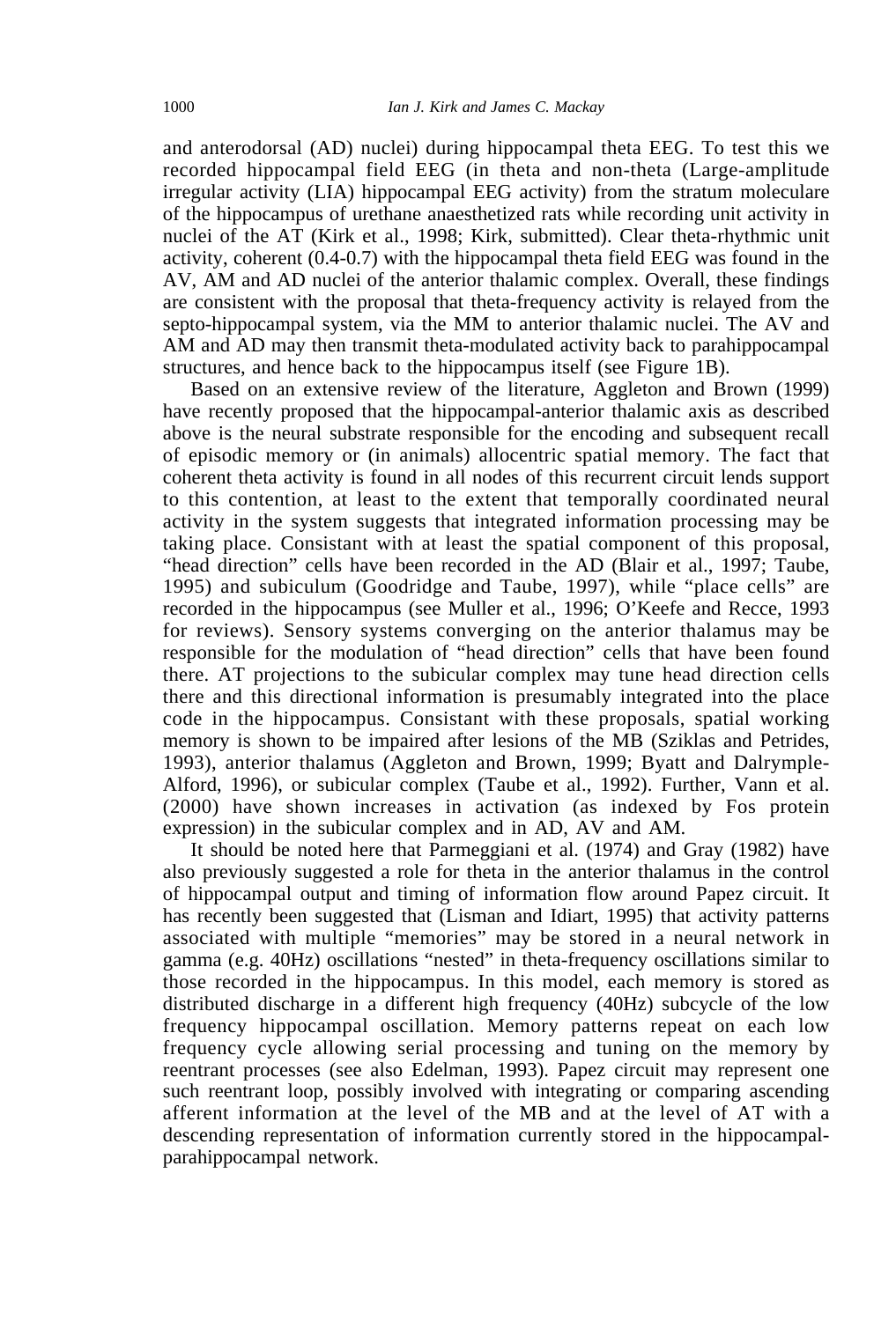and anterodorsal (AD) nuclei) during hippocampal theta EEG. To test this we recorded hippocampal field EEG (in theta and non-theta (Large-amplitude irregular activity (LIA) hippocampal EEG activity) from the stratum moleculare of the hippocampus of urethane anaesthetized rats while recording unit activity in nuclei of the AT (Kirk et al., 1998; Kirk, submitted). Clear theta-rhythmic unit activity, coherent (0.4-0.7) with the hippocampal theta field EEG was found in the AV, AM and AD nuclei of the anterior thalamic complex. Overall, these findings are consistent with the proposal that theta-frequency activity is relayed from the septo-hippocampal system, via the MM to anterior thalamic nuclei. The AV and AM and AD may then transmit theta-modulated activity back to parahippocampal structures, and hence back to the hippocampus itself (see Figure 1B).

Based on an extensive review of the literature, Aggleton and Brown (1999) have recently proposed that the hippocampal-anterior thalamic axis as described above is the neural substrate responsible for the encoding and subsequent recall of episodic memory or (in animals) allocentric spatial memory. The fact that coherent theta activity is found in all nodes of this recurrent circuit lends support to this contention, at least to the extent that temporally coordinated neural activity in the system suggests that integrated information processing may be taking place. Consistant with at least the spatial component of this proposal, "head direction" cells have been recorded in the AD (Blair et al., 1997; Taube, 1995) and subiculum (Goodridge and Taube, 1997), while "place cells" are recorded in the hippocampus (see Muller et al., 1996; O'Keefe and Recce, 1993 for reviews). Sensory systems converging on the anterior thalamus may be responsible for the modulation of "head direction" cells that have been found there. AT projections to the subicular complex may tune head direction cells there and this directional information is presumably integrated into the place code in the hippocampus. Consistant with these proposals, spatial working memory is shown to be impaired after lesions of the MB (Sziklas and Petrides, 1993), anterior thalamus (Aggleton and Brown, 1999; Byatt and Dalrymple-Alford, 1996), or subicular complex (Taube et al., 1992). Further, Vann et al. (2000) have shown increases in activation (as indexed by Fos protein expression) in the subicular complex and in AD, AV and AM.

It should be noted here that Parmeggiani et al. (1974) and Gray (1982) have also previously suggested a role for theta in the anterior thalamus in the control of hippocampal output and timing of information flow around Papez circuit. It has recently been suggested that (Lisman and Idiart, 1995) that activity patterns associated with multiple "memories" may be stored in a neural network in gamma (e.g. 40Hz) oscillations "nested" in theta-frequency oscillations similar to those recorded in the hippocampus. In this model, each memory is stored as distributed discharge in a different high frequency (40Hz) subcycle of the low frequency hippocampal oscillation. Memory patterns repeat on each low frequency cycle allowing serial processing and tuning on the memory by reentrant processes (see also Edelman, 1993). Papez circuit may represent one such reentrant loop, possibly involved with integrating or comparing ascending afferent information at the level of the MB and at the level of AT with a descending representation of information currently stored in the hippocampal-parahippocampal network.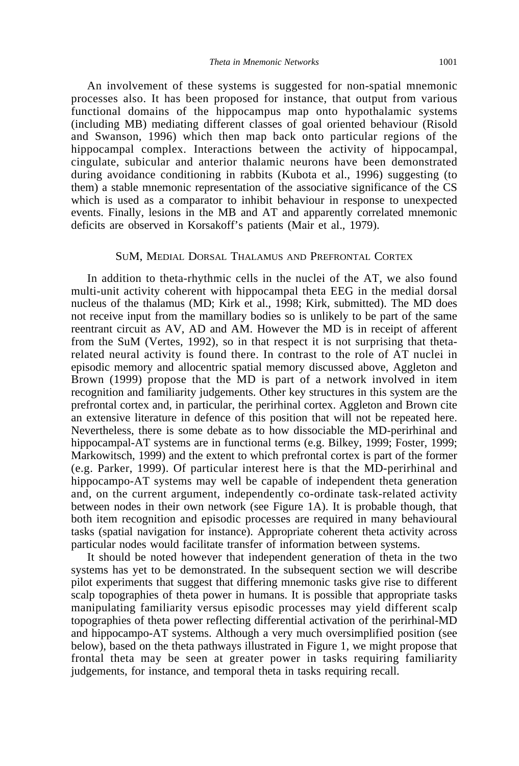An involvement of these systems is suggested for non-spatial mnemonic processes also. It has been proposed for instance, that output from various functional domains of the hippocampus map onto hypothalamic systems (including MB) mediating different classes of goal oriented behaviour (Risold and Swanson, 1996) which then map back onto particular regions of the hippocampal complex. Interactions between the activity of hippocampal, cingulate, subicular and anterior thalamic neurons have been demonstrated during avoidance conditioning in rabbits (Kubota et al., 1996) suggesting (to them) a stable mnemonic representation of the associative significance of the CS which is used as a comparator to inhibit behaviour in response to unexpected events. Finally, lesions in the MB and AT and apparently correlated mnemonic deficits are observed in Korsakoff's patients (Mair et al., 1979).

## SuM, Medial Dorsal Thalamus and Prefrontal Cortex

In addition to theta-rhythmic cells in the nuclei of the AT, we also found multi-unit activity coherent with hippocampal theta EEG in the medial dorsal nucleus of the thalamus (MD; Kirk et al., 1998; Kirk, submitted). The MD does not receive input from the mamillary bodies so is unlikely to be part of the same reentrant circuit as AV, AD and AM. However the MD is in receipt of afferent from the SuM (Vertes, 1992), so in that respect it is not surprising that theta-related neural activity is found there. In contrast to the role of AT nuclei in episodic memory and allocentric spatial memory discussed above, Aggleton and Brown (1999) propose that the MD is part of a network involved in item recognition and familiarity judgements. Other key structures in this system are the prefrontal cortex and, in particular, the perirhinal cortex. Aggleton and Brown cite an extensive literature in defence of this position that will not be repeated here. Nevertheless, there is some debate as to how dissociable the MD-perirhinal and hippocampal-AT systems are in functional terms (e.g. Bilkey, 1999; Foster, 1999; Markowitsch, 1999) and the extent to which prefrontal cortex is part of the former (e.g. Parker, 1999). Of particular interest here is that the MD-perirhinal and hippocampo-AT systems may well be capable of independent theta generation and, on the current argument, independently co-ordinate task-related activity between nodes in their own network (see Figure 1A). It is probable though, that both item recognition and episodic processes are required in many behavioural tasks (spatial navigation for instance). Appropriate coherent theta activity across particular nodes would facilitate transfer of information between systems.

It should be noted however that independent generation of theta in the two systems has yet to be demonstrated. In the subsequent section we will describe pilot experiments that suggest that differing mnemonic tasks give rise to different scalp topographies of theta power in humans. It is possible that appropriate tasks manipulating familiarity versus episodic processes may yield different scalp topographies of theta power reflecting differential activation of the perirhinal-MD and hippocampo-AT systems. Although a very much oversimplified position (see below), based on the theta pathways illustrated in Figure 1, we might propose that frontal theta may be seen at greater power in tasks requiring familiarity judgements, for instance, and temporal theta in tasks requiring recall.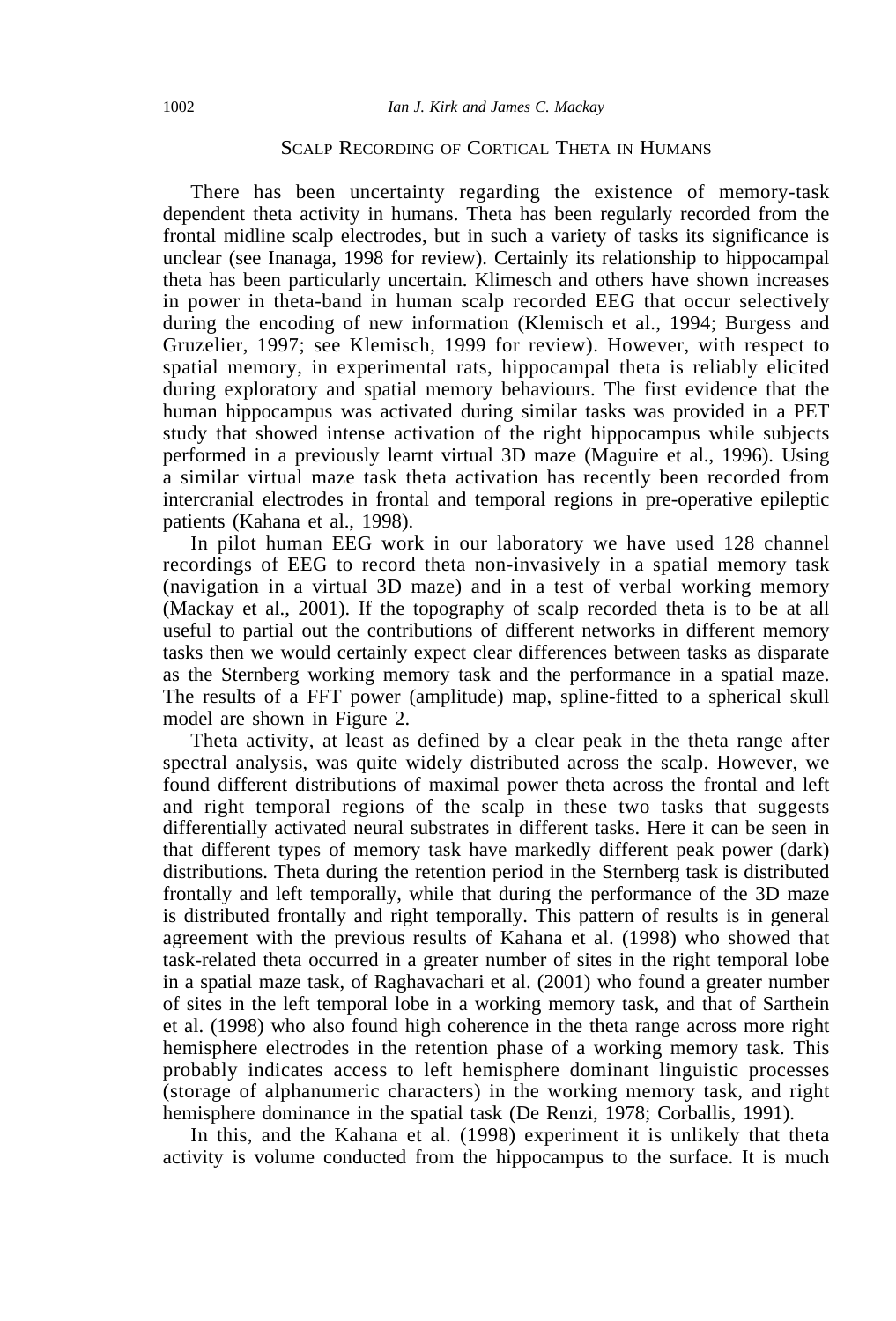## Scalp Recording of Cortical Theta in Humans

There has been uncertainty regarding the existence of memory-task dependent theta activity in humans. Theta has been regularly recorded from the frontal midline scalp electrodes, but in such a variety of tasks its significance is unclear (see Inanaga, 1998 for review). Certainly its relationship to hippocampal theta has been particularly uncertain. Klimesch and others have shown increases in power in theta-band in human scalp recorded EEG that occur selectively during the encoding of new information (Klemisch et al., 1994; Burgess and Gruzelier, 1997; see Klemisch, 1999 for review). However, with respect to spatial memory, in experimental rats, hippocampal theta is reliably elicited during exploratory and spatial memory behaviours. The first evidence that the human hippocampus was activated during similar tasks was provided in a PET study that showed intense activation of the right hippocampus while subjects performed in a previously learnt virtual 3D maze (Maguire et al., 1996). Using a similar virtual maze task theta activation has recently been recorded from intercranial electrodes in frontal and temporal regions in pre-operative epileptic patients (Kahana et al., 1998).

In pilot human EEG work in our laboratory we have used 128 channel recordings of EEG to record theta non-invasively in a spatial memory task (navigation in a virtual 3D maze) and in a test of verbal working memory (Mackay et al., 2001). If the topography of scalp recorded theta is to be at all useful to partial out the contributions of different networks in different memory tasks then we would certainly expect clear differences between tasks as disparate as the Sternberg working memory task and the performance in a spatial maze. The results of a FFT power (amplitude) map, spline-fitted to a spherical skull model are shown in Figure 2.

Theta activity, at least as defined by a clear peak in the theta range after spectral analysis, was quite widely distributed across the scalp. However, we found different distributions of maximal power theta across the frontal and left and right temporal regions of the scalp in these two tasks that suggests differentially activated neural substrates in different tasks. Here it can be seen in that different types of memory task have markedly different peak power (dark) distributions. Theta during the retention period in the Sternberg task is distributed frontally and left temporally, while that during the performance of the 3D maze is distributed frontally and right temporally. This pattern of results is in general agreement with the previous results of Kahana et al. (1998) who showed that task-related theta occurred in a greater number of sites in the right temporal lobe in a spatial maze task, of Raghavachari et al. (2001) who found a greater number of sites in the left temporal lobe in a working memory task, and that of Sarthein et al. (1998) who also found high coherence in the theta range across more right hemisphere electrodes in the retention phase of a working memory task. This probably indicates access to left hemisphere dominant linguistic processes (storage of alphanumeric characters) in the working memory task, and right hemisphere dominance in the spatial task (De Renzi, 1978; Corballis, 1991).

In this, and the Kahana et al. (1998) experiment it is unlikely that theta activity is volume conducted from the hippocampus to the surface. It is much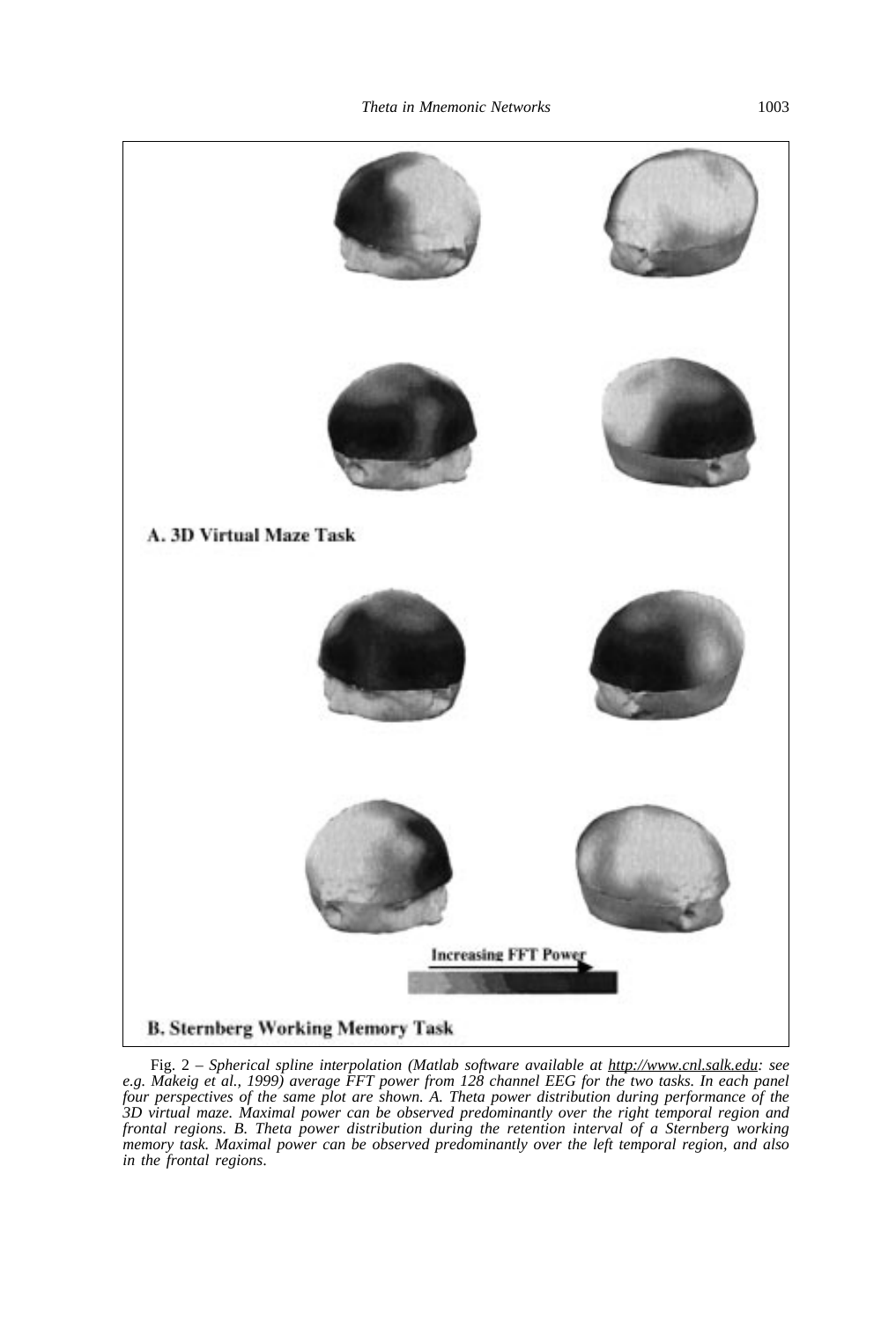A. 3D Virtual Maze Task

Increasing FFT Power

B. Sternberg Working Memory Task

Fig. 2 – *Spherical spline interpolation (Matlab software available at http://www.cnl.salk.edu: see e.g. Makeig et al., 1999) average FFT power from 128 channel EEG for the two tasks. In each panel four perspectives of the same plot are shown. A. Theta power distribution during performance of the 3D virtual maze. Maximal power can be observed predominantly over the right temporal region and frontal regions. B. Theta power distribution during the retention interval of a Sternberg working memory task. Maximal power can be observed predominantly over the left temporal region, and also in the frontal regions.*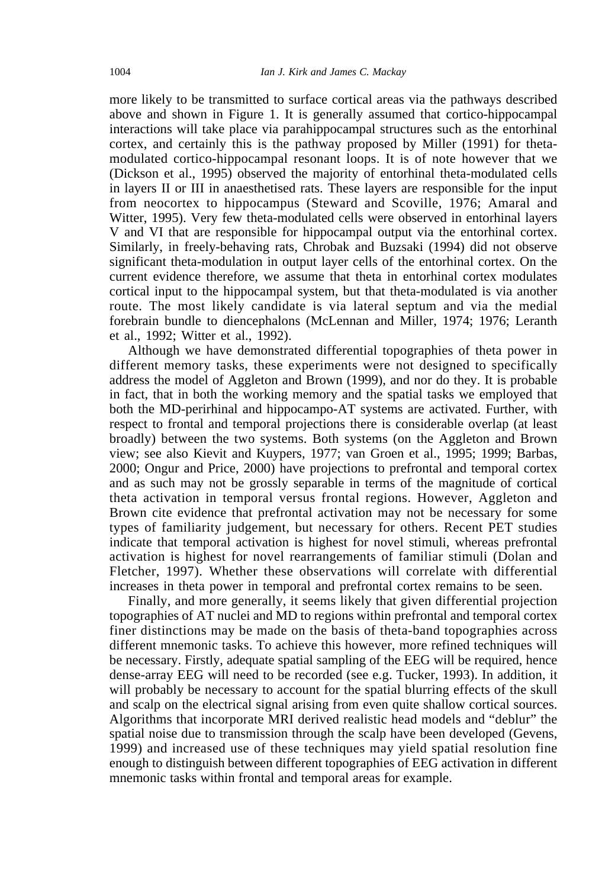more likely to be transmitted to surface cortical areas via the pathways described above and shown in Figure 1. It is generally assumed that cortico-hippocampal interactions will take place via parahippocampal structures such as the entorhinal cortex, and certainly this is the pathway proposed by Miller (1991) for theta-modulated cortico-hippocampal resonant loops. It is of note however that we (Dickson et al., 1995) observed the majority of entorhinal theta-modulated cells in layers II or III in anaesthetised rats. These layers are responsible for the input from neocortex to hippocampus (Steward and Scoville, 1976; Amaral and Witter, 1995). Very few theta-modulated cells were observed in entorhinal layers V and VI that are responsible for hippocampal output via the entorhinal cortex. Similarly, in freely-behaving rats, Chrobak and Buzsaki (1994) did not observe significant theta-modulation in output layer cells of the entorhinal cortex. On the current evidence therefore, we assume that theta in entorhinal cortex modulates cortical input to the hippocampal system, but that theta-modulated is via another route. The most likely candidate is via lateral septum and via the medial forebrain bundle to diencephalons (McLennan and Miller, 1974; 1976; Leranth et al., 1992; Witter et al., 1992).

Although we have demonstrated differential topographies of theta power in different memory tasks, these experiments were not designed to specifically address the model of Aggleton and Brown (1999), and nor do they. It is probable in fact, that in both the working memory and the spatial tasks we employed that both the MD-perirhinal and hippocampo-AT systems are activated. Further, with respect to frontal and temporal projections there is considerable overlap (at least broadly) between the two systems. Both systems (on the Aggleton and Brown view; see also Kievit and Kuypers, 1977; van Groen et al., 1995; 1999; Barbas, 2000; Ongur and Price, 2000) have projections to prefrontal and temporal cortex and as such may not be grossly separable in terms of the magnitude of cortical theta activation in temporal versus frontal regions. However, Aggleton and Brown cite evidence that prefrontal activation may not be necessary for some types of familiarity judgement, but necessary for others. Recent PET studies indicate that temporal activation is highest for novel stimuli, whereas prefrontal activation is highest for novel rearrangements of familiar stimuli (Dolan and Fletcher, 1997). Whether these observations will correlate with differential increases in theta power in temporal and prefrontal cortex remains to be seen.

Finally, and more generally, it seems likely that given differential projection topographies of AT nuclei and MD to regions within prefrontal and temporal cortex finer distinctions may be made on the basis of theta-band topographies across different mnemonic tasks. To achieve this however, more refined techniques will be necessary. Firstly, adequate spatial sampling of the EEG will be required, hence dense-array EEG will need to be recorded (see e.g. Tucker, 1993). In addition, it will probably be necessary to account for the spatial blurring effects of the skull and scalp on the electrical signal arising from even quite shallow cortical sources. Algorithms that incorporate MRI derived realistic head models and "deblur" the spatial noise due to transmission through the scalp have been developed (Gevens, 1999) and increased use of these techniques may yield spatial resolution fine enough to distinguish between different topographies of EEG activation in different mnemonic tasks within frontal and temporal areas for example.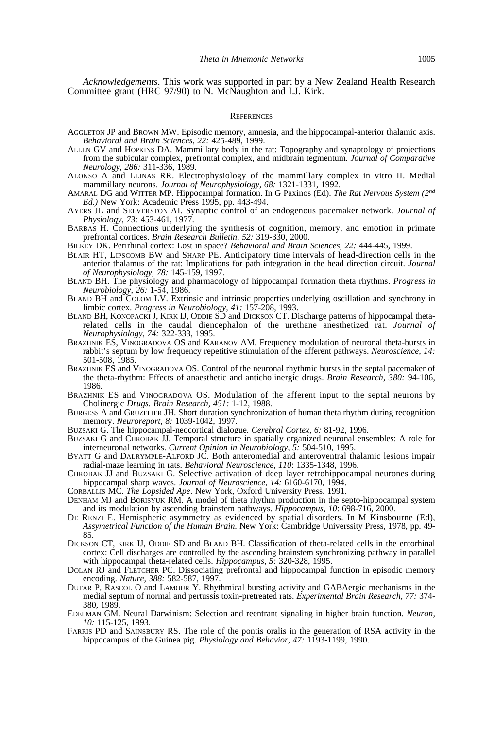*Acknowledgements.* This work was supported in part by a New Zealand Health Research Committee grant (HRC 97/90) to N. McNaughton and I.J. Kirk.

## REFERENCES

AGGLETON JP and BROWN MW. Episodic memory, amnesia, and the hippocampal-anterior thalamic axis. *Behavioral and Brain Sciences, 22:* 425-489, 1999.

ALLEN GV and HOPKINS DA. Mammillary body in the rat: Topography and synaptology of projections from the subicular complex, prefrontal complex, and midbrain tegmentum. *Journal of Comparative Neurology, 286:* 311-336, 1989.

ALONSO A and LLINAS RR. Electrophysiology of the mammillary complex in vitro II. Medial mammillary neurons. *Journal of Neurophysiology, 68:* 1321-1331, 1992.

AMARAL DG and WITTER MP. Hippocampal formation. In G Paxinos (Ed). *The Rat Nervous System (2nd Ed.)* New York: Academic Press 1995, pp. 443-494.

AYERS JL and SELVERSTON AI. Synaptic control of an endogenous pacemaker network. *Journal of Physiology, 73:* 453-461, 1977.

BARBAS H. Connections underlying the synthesis of cognition, memory, and emotion in primate prefrontal cortices. *Brain Research Bulletin, 52:* 319-330, 2000.

BILKEY DK. Perirhinal cortex: Lost in space? *Behavioral and Brain Sciences, 22:* 444-445, 1999.

BLAIR HT, LIPSCOMB BW and SHARP PE. Anticipatory time intervals of head-direction cells in the anterior thalamus of the rat: Implications for path integration in the head direction circuit. *Journal of Neurophysiology, 78:* 145-159, 1997.

BLAND BH. The physiology and pharmacology of hippocampal formation theta rhythms. *Progress in Neurobiology, 26:* 1-54, 1986.

BLAND BH and COLOM LV. Extrinsic and intrinsic properties underlying oscillation and synchrony in limbic cortex. *Progress in Neurobiology, 41:* 157-208, 1993.

BLAND BH, KONOPACKI J, KIRK IJ, ODDIE SD and DICKSON CT. Discharge patterns of hippocampal theta-related cells in the caudal diencephalon of the urethane anesthetized rat. *Journal of Neurophysiology, 74:* 322-333, 1995.

BRAZHNIK ES, VINOGRADOVA OS and KARANOV AM. Frequency modulation of neuronal theta-bursts in rabbit's septum by low frequency repetitive stimulation of the afferent pathways. *Neuroscience, 14:* 501-508, 1985.

BRAZHNIK ES and VINOGRADOVA OS. Control of the neuronal rhythmic bursts in the septal pacemaker of the theta-rhythm: Effects of anaesthetic and anticholinergic drugs. *Brain Research, 380:* 94-106, 1986.

BRAZHNIK ES and VINOGRADOVA OS. Modulation of the afferent input to the septal neurons by Cholinergic *Drugs. Brain Research, 451:* 1-12, 1988.

BURGESS A and GRUZELIER JH. Short duration synchronization of human theta rhythm during recognition memory. *Neuroreport, 8:* 1039-1042, 1997.

BUZSAKI G. The hippocampal-neocortical dialogue. *Cerebral Cortex, 6:* 81-92, 1996.

BUZSAKI G and CHROBAK JJ. Temporal structure in spatially organized neuronal ensembles: A role for interneuronal networks. *Current Opinion in Neurobiology, 5:* 504-510, 1995.

BYATT G and DALRYMPLE-ALFORD JC. Both anteromedial and anteroventral thalamic lesions impair radial-maze learning in rats. *Behavioral Neuroscience, 110*: 1335-1348, 1996.

CHROBAK JJ and BUZSAKI G. Selective activation of deep layer retrohippocampal neurones during hippocampal sharp waves. *Journal of Neuroscience, 14:* 6160-6170, 1994.

CORBALLIS MC. *The Lopsided Ape*. New York, Oxford University Press. 1991.

DENHAM MJ and BORISYUK RM. A model of theta rhythm production in the septo-hippocampal system and its modulation by ascending brainstem pathways. *Hippocampus, 10*: 698-716, 2000.

DE RENZI E. Hemispheric asymmetry as evidenced by spatial disorders. In M Kinsbourne (Ed), *Assymetrical Function of the Human Brain*. New York: Cambridge Universsity Press, 1978, pp. 49-85.

DICKSON CT, KIRK IJ, ODDIE SD and BLAND BH. Classification of theta-related cells in the entorhinal cortex: Cell discharges are controlled by the ascending brainstem synchronizing pathway in parallel with hippocampal theta-related cells. *Hippocampus, 5:* 320-328, 1995.

DOLAN RJ and FLETCHER PC. Dissociating prefrontal and hippocampal function in episodic memory encoding. *Nature, 388:* 582-587, 1997.

DUTAR P, RASCOL O and LAMOUR Y. Rhythmical bursting activity and GABAergic mechanisms in the medial septum of normal and pertussis toxin-pretreated rats. *Experimental Brain Research, 77:* 374-380, 1989.

EDELMAN GM. Neural Darwinism: Selection and reentrant signaling in higher brain function. *Neuron, 10:* 115-125, 1993.

FARRIS PD and SAINSBURY RS. The role of the pontis oralis in the generation of RSA activity in the hippocampus of the Guinea pig. *Physiology and Behavior, 47:* 1193-1199, 1990.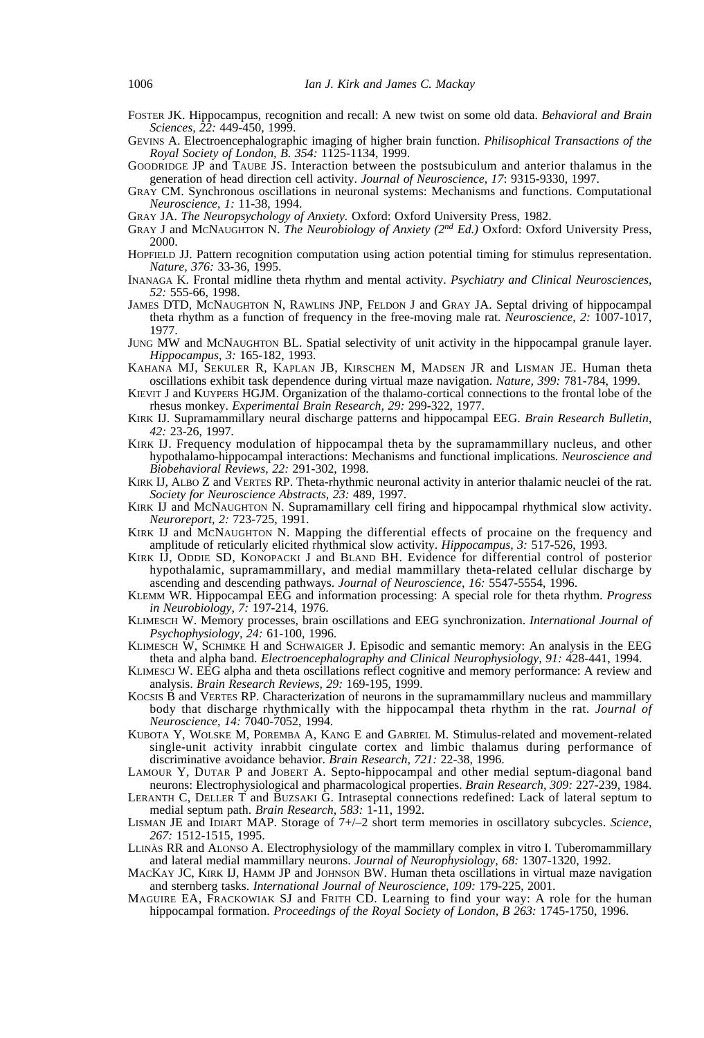Foster JK. Hippocampus, recognition and recall: A new twist on some old data. *Behavioral and Brain Sciences, 22:* 449-450, 1999.

Gevins A. Electroencephalographic imaging of higher brain function. *Philisophical Transactions of the Royal Society of London, B. 354:* 1125-1134, 1999.

Goodridge JP and Taube JS. Interaction between the postsubiculum and anterior thalamus in the generation of head direction cell activity. *Journal of Neuroscience, 17*: 9315-9330, 1997.

Gray CM. Synchronous oscillations in neuronal systems: Mechanisms and functions. Computational *Neuroscience, 1:* 11-38, 1994.

Gray JA. *The Neuropsychology of Anxiety.* Oxford: Oxford University Press, 1982.

Gray J and McNaughton N. *The Neurobiology of Anxiety (2nd Ed.)* Oxford: Oxford University Press, 2000.

Hopfield JJ. Pattern recognition computation using action potential timing for stimulus representation. *Nature, 376:* 33-36, 1995.

Inanaga K. Frontal midline theta rhythm and mental activity. *Psychiatry and Clinical Neurosciences, 52:* 555-66, 1998.

James DTD, McNaughton N, Rawlins JNP, Feldon J and Gray JA. Septal driving of hippocampal theta rhythm as a function of frequency in the free-moving male rat. *Neuroscience, 2:* 1007-1017, 1977.

Jung MW and McNaughton BL. Spatial selectivity of unit activity in the hippocampal granule layer. *Hippocampus, 3:* 165-182, 1993.

Kahana MJ, Sekuler R, Kaplan JB, Kirschen M, Madsen JR and Lisman JE. Human theta oscillations exhibit task dependence during virtual maze navigation. *Nature, 399:* 781-784, 1999.

Kievit J and Kuypers HGJM. Organization of the thalamo-cortical connections to the frontal lobe of the rhesus monkey. *Experimental Brain Research, 29:* 299-322, 1977.

Kirk IJ. Supramammillary neural discharge patterns and hippocampal EEG. *Brain Research Bulletin, 42:* 23-26, 1997.

Kirk IJ. Frequency modulation of hippocampal theta by the supramammillary nucleus, and other hypothalamo-hippocampal interactions: Mechanisms and functional implications. *Neuroscience and Biobehavioral Reviews, 22:* 291-302, 1998.

Kirk IJ, Albo Z and Vertes RP. Theta-rhythmic neuronal activity in anterior thalamic neuclei of the rat. *Society for Neuroscience Abstracts, 23:* 489, 1997.

Kirk IJ and McNaughton N. Supramamillary cell firing and hippocampal rhythmical slow activity. *Neuroreport, 2:* 723-725, 1991.

Kirk IJ and McNaughton N. Mapping the differential effects of procaine on the frequency and amplitude of reticularly elicited rhythmical slow activity. *Hippocampus, 3:* 517-526, 1993.

Kirk IJ, Oddie SD, Konopacki J and Bland BH. Evidence for differential control of posterior hypothalamic, supramammillary, and medial mammillary theta-related cellular discharge by ascending and descending pathways. *Journal of Neuroscience, 16:* 5547-5554, 1996.

Klemm WR. Hippocampal EEG and information processing: A special role for theta rhythm. *Progress in Neurobiology, 7:* 197-214, 1976.

Klimesch W. Memory processes, brain oscillations and EEG synchronization. *International Journal of Psychophysiology, 24:* 61-100, 1996.

Klimesch W, Schimke H and Schwaiger J. Episodic and semantic memory: An analysis in the EEG theta and alpha band. *Electroencephalography and Clinical Neurophysiology, 91:* 428-441, 1994.

Klimescj W. EEG alpha and theta oscillations reflect cognitive and memory performance: A review and analysis. *Brain Research Reviews, 29:* 169-195, 1999.

Kocsis B and Vertes RP. Characterization of neurons in the supramammillary nucleus and mammillary body that discharge rhythmically with the hippocampal theta rhythm in the rat. *Journal of Neuroscience, 14:* 7040-7052, 1994.

Kubota Y, Wolske M, Poremba A, Kang E and Gabriel M. Stimulus-related and movement-related single-unit activity inrabbit cingulate cortex and limbic thalamus during performance of discriminative avoidance behavior. *Brain Research, 721:* 22-38, 1996.

Lamour Y, Dutar P and Jobert A. Septo-hippocampal and other medial septum-diagonal band neurons: Electrophysiological and pharmacological properties. *Brain Research, 309:* 227-239, 1984.

Leranth C, Deller T and Buzsaki G. Intraseptal connections redefined: Lack of lateral septum to medial septum path. *Brain Research, 583:* 1-11, 1992.

Lisman JE and Idiart MAP. Storage of 7+/–2 short term memories in oscillatory subcycles. *Science, 267:* 1512-1515, 1995.

Llinàs RR and Alonso A. Electrophysiology of the mammillary complex in vitro I. Tuberomammillary and lateral medial mammillary neurons. *Journal of Neurophysiology, 68:* 1307-1320, 1992.

MacKay JC, Kirk IJ, Hamm JP and Johnson BW. Human theta oscillations in virtual maze navigation and sternberg tasks. *International Journal of Neuroscience, 109:* 179-225, 2001.

Maguire EA, Frackowiak SJ and Frith CD. Learning to find your way: A role for the human hippocampal formation. *Proceedings of the Royal Society of London, B 263:* 1745-1750, 1996.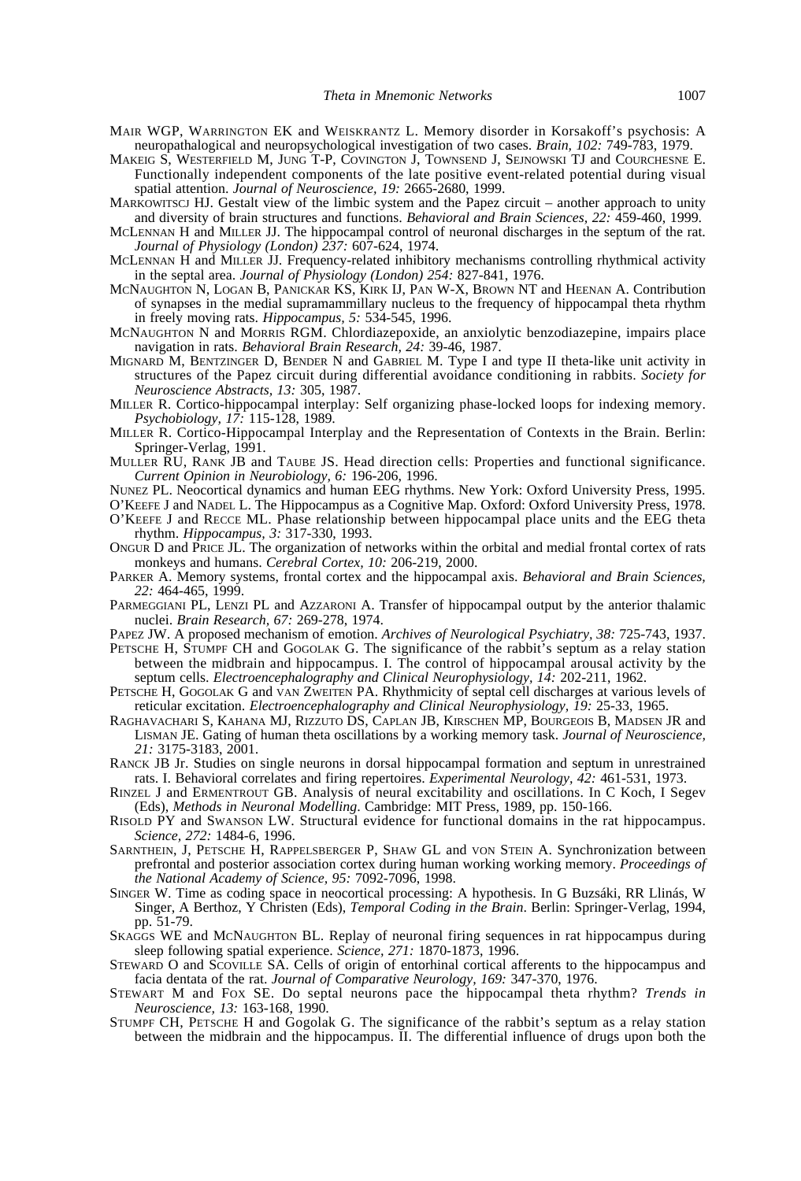Mair WGP, Warrington EK and Weiskrantz L. Memory disorder in Korsakoff's psychosis: A neuropathalogical and neuropsychological investigation of two cases. *Brain, 102:* 749-783, 1979.

Makeig S, Westerfield M, Jung T-P, Covington J, Townsend J, Sejnowski TJ and Courchesne E. Functionally independent components of the late positive event-related potential during visual spatial attention. *Journal of Neuroscience, 19:* 2665-2680, 1999.

Markowitscj HJ. Gestalt view of the limbic system and the Papez circuit – another approach to unity and diversity of brain structures and functions. *Behavioral and Brain Sciences, 22:* 459-460, 1999.

McLennan H and Miller JJ. The hippocampal control of neuronal discharges in the septum of the rat. *Journal of Physiology (London) 237:* 607-624, 1974.

McLennan H and Miller JJ. Frequency-related inhibitory mechanisms controlling rhythmical activity in the septal area. *Journal of Physiology (London) 254:* 827-841, 1976.

McNaughton N, Logan B, Panickar KS, Kirk IJ, Pan W-X, Brown NT and Heenan A. Contribution of synapses in the medial supramammillary nucleus to the frequency of hippocampal theta rhythm in freely moving rats. *Hippocampus, 5:* 534-545, 1996.

McNaughton N and Morris RGM. Chlordiazepoxide, an anxiolytic benzodiazepine, impairs place navigation in rats. *Behavioral Brain Research, 24:* 39-46, 1987.

Mignard M, Bentzinger D, Bender N and Gabriel M. Type I and type II theta-like unit activity in structures of the Papez circuit during differential avoidance conditioning in rabbits. *Society for Neuroscience Abstracts, 13:* 305, 1987.

Miller R. Cortico-hippocampal interplay: Self organizing phase-locked loops for indexing memory. *Psychobiology, 17:* 115-128, 1989.

Miller R. Cortico-Hippocampal Interplay and the Representation of Contexts in the Brain. Berlin: Springer-Verlag, 1991.

Muller RU, Rank JB and Taube JS. Head direction cells: Properties and functional significance. *Current Opinion in Neurobiology, 6:* 196-206, 1996.

Nunez PL. Neocortical dynamics and human EEG rhythms. New York: Oxford University Press, 1995.

O'Keefe J and Nadel L. The Hippocampus as a Cognitive Map. Oxford: Oxford University Press, 1978.

O'Keefe J and Recce ML. Phase relationship between hippocampal place units and the EEG theta rhythm. *Hippocampus, 3:* 317-330, 1993.

Ongur D and Price JL. The organization of networks within the orbital and medial frontal cortex of rats monkeys and humans. *Cerebral Cortex, 10:* 206-219, 2000.

Parker A. Memory systems, frontal cortex and the hippocampal axis. *Behavioral and Brain Sciences, 22:* 464-465, 1999.

Parmeggiani PL, Lenzi PL and Azzaroni A. Transfer of hippocampal output by the anterior thalamic nuclei. *Brain Research, 67:* 269-278, 1974.

Papez JW. A proposed mechanism of emotion. *Archives of Neurological Psychiatry, 38:* 725-743, 1937.

Petsche H, Stumpf CH and Gogolak G. The significance of the rabbit's septum as a relay station between the midbrain and hippocampus. I. The control of hippocampal arousal activity by the septum cells. *Electroencephalography and Clinical Neurophysiology, 14:* 202-211, 1962.

Petsche H, Gogolak G and van Zweiten PA. Rhythmicity of septal cell discharges at various levels of reticular excitation. *Electroencephalography and Clinical Neurophysiology, 19:* 25-33, 1965.

Raghavachari S, Kahana MJ, Rizzuto DS, Caplan JB, Kirschen MP, Bourgeois B, Madsen JR and Lisman JE. Gating of human theta oscillations by a working memory task. *Journal of Neuroscience, 21:* 3175-3183, 2001.

Ranck JB Jr. Studies on single neurons in dorsal hippocampal formation and septum in unrestrained rats. I. Behavioral correlates and firing repertoires. *Experimental Neurology, 42:* 461-531, 1973.

Rinzel J and Ermentrout GB. Analysis of neural excitability and oscillations. In C Koch, I Segev (Eds), *Methods in Neuronal Modelling*. Cambridge: MIT Press, 1989, pp. 150-166.

Risold PY and Swanson LW. Structural evidence for functional domains in the rat hippocampus. *Science, 272:* 1484-6, 1996.

Sarnthein, J, Petsche H, Rappelsberger P, Shaw GL and von Stein A. Synchronization between prefrontal and posterior association cortex during human working working memory. *Proceedings of the National Academy of Science, 95:* 7092-7096, 1998.

Singer W. Time as coding space in neocortical processing: A hypothesis. In G Buzsáki, RR Llinás, W Singer, A Berthoz, Y Christen (Eds), *Temporal Coding in the Brain*. Berlin: Springer-Verlag, 1994, pp. 51-79.

Skaggs WE and McNaughton BL. Replay of neuronal firing sequences in rat hippocampus during sleep following spatial experience. *Science, 271:* 1870-1873, 1996.

Steward O and Scoville SA. Cells of origin of entorhinal cortical afferents to the hippocampus and facia dentata of the rat. *Journal of Comparative Neurology, 169:* 347-370, 1976.

Stewart M and Fox SE. Do septal neurons pace the hippocampal theta rhythm? *Trends in Neuroscience, 13:* 163-168, 1990.

Stumpf CH, Petsche H and Gogolak G. The significance of the rabbit's septum as a relay station between the midbrain and the hippocampus. II. The differential influence of drugs upon both the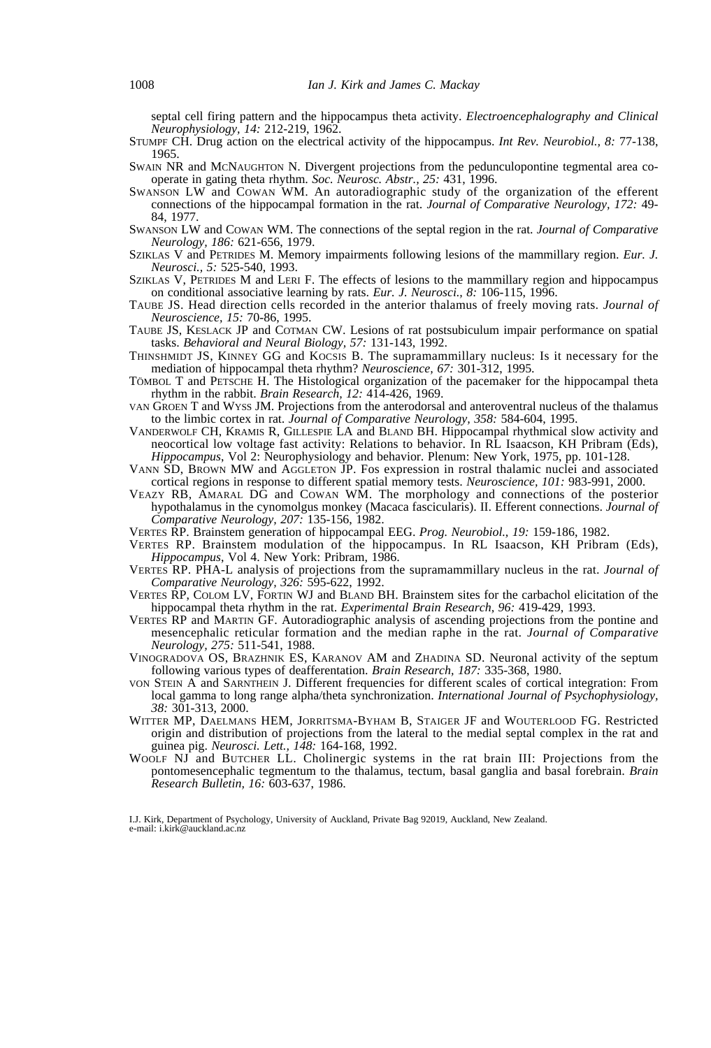septal cell firing pattern and the hippocampus theta activity. *Electroencephalography and Clinical Neurophysiology, 14:* 212-219, 1962.

STUMPF CH. Drug action on the electrical activity of the hippocampus. *Int Rev. Neurobiol., 8:* 77-138, 1965.

SWAIN NR and MCNAUGHTON N. Divergent projections from the pedunculopontine tegmental area co-operate in gating theta rhythm. *Soc. Neurosc. Abstr., 25:* 431, 1996.

SWANSON LW and COWAN WM. An autoradiographic study of the organization of the efferent connections of the hippocampal formation in the rat. *Journal of Comparative Neurology, 172:* 49-84, 1977.

SWANSON LW and COWAN WM. The connections of the septal region in the rat. *Journal of Comparative Neurology, 186:* 621-656, 1979.

SZIKLAS V and PETRIDES M. Memory impairments following lesions of the mammillary region. *Eur. J. Neurosci., 5:* 525-540, 1993.

SZIKLAS V, PETRIDES M and LERI F. The effects of lesions to the mammillary region and hippocampus on conditional associative learning by rats. *Eur. J. Neurosci., 8:* 106-115, 1996.

TAUBE JS. Head direction cells recorded in the anterior thalamus of freely moving rats. *Journal of Neuroscience, 15:* 70-86, 1995.

TAUBE JS, KESLACK JP and COTMAN CW. Lesions of rat postsubiculum impair performance on spatial tasks. *Behavioral and Neural Biology, 57:* 131-143, 1992.

THINSHMIDT JS, KINNEY GG and KOCSIS B. The supramammillary nucleus: Is it necessary for the mediation of hippocampal theta rhythm? *Neuroscience, 67:* 301-312, 1995.

TÖMBOL T and PETSCHE H. The Histological organization of the pacemaker for the hippocampal theta rhythm in the rabbit. *Brain Research, 12:* 414-426, 1969.

VAN GROEN T and WYSS JM. Projections from the anterodorsal and anteroventral nucleus of the thalamus to the limbic cortex in rat. *Journal of Comparative Neurology, 358:* 584-604, 1995.

VANDERWOLF CH, KRAMIS R, GILLESPIE LA and BLAND BH. Hippocampal rhythmical slow activity and neocortical low voltage fast activity: Relations to behavior. In RL Isaacson, KH Pribram (Eds), *Hippocampus*, Vol 2: Neurophysiology and behavior. Plenum: New York, 1975, pp. 101-128.

VANN SD, BROWN MW and AGGLETON JP. Fos expression in rostral thalamic nuclei and associated cortical regions in response to different spatial memory tests. *Neuroscience, 101:* 983-991, 2000.

VEAZY RB, AMARAL DG and COWAN WM. The morphology and connections of the posterior hypothalamus in the cynomolgus monkey (Macaca fascicularis). II. Efferent connections. *Journal of Comparative Neurology, 207:* 135-156, 1982.

VERTES RP. Brainstem generation of hippocampal EEG. *Prog. Neurobiol., 19:* 159-186, 1982.

VERTES RP. Brainstem modulation of the hippocampus. In RL Isaacson, KH Pribram (Eds), *Hippocampus*, Vol 4. New York: Pribram, 1986.

VERTES RP. PHA-L analysis of projections from the supramammillary nucleus in the rat. *Journal of Comparative Neurology, 326:* 595-622, 1992.

VERTES RP, COLOM LV, FORTIN WJ and BLAND BH. Brainstem sites for the carbachol elicitation of the hippocampal theta rhythm in the rat. *Experimental Brain Research, 96:* 419-429, 1993.

VERTES RP and MARTIN GF. Autoradiographic analysis of ascending projections from the pontine and mesencephalic reticular formation and the median raphe in the rat. *Journal of Comparative Neurology, 275:* 511-541, 1988.

VINOGRADOVA OS, BRAZHNIK ES, KARANOV AM and ZHADINA SD. Neuronal activity of the septum following various types of deafferentation. *Brain Research, 187:* 335-368, 1980.

VON STEIN A and SARNTHEIN J. Different frequencies for different scales of cortical integration: From local gamma to long range alpha/theta synchronization. *International Journal of Psychophysiology, 38:* 301-313, 2000.

WITTER MP, DAELMANS HEM, JORRITSMA-BYHAM B, STAIGER JF and WOUTERLOOD FG. Restricted origin and distribution of projections from the lateral to the medial septal complex in the rat and guinea pig. *Neurosci. Lett., 148:* 164-168, 1992.

WOOLF NJ and BUTCHER LL. Cholinergic systems in the rat brain III: Projections from the pontomesencephalic tegmentum to the thalamus, tectum, basal ganglia and basal forebrain. *Brain Research Bulletin, 16:* 603-637, 1986.

I.J. Kirk, Department of Psychology, University of Auckland, Private Bag 92019, Auckland, New Zealand.
e-mail: i.kirk@auckland.ac.nz